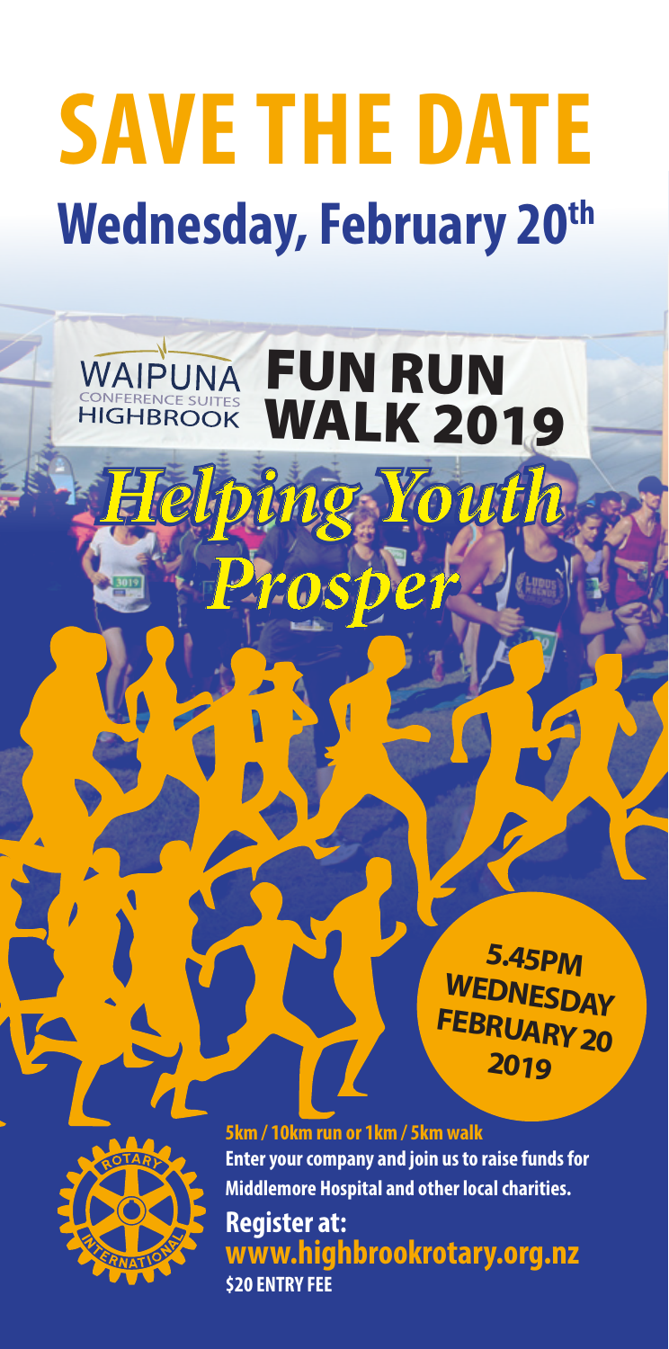# SAVE THE DATE

## Wednesday, February 20th

WAIPUNA CONFERENCE SUITES HIGHBROOK

# FUN RUN WALK 2019

*Helping Youth Prosper*

**5.45PM WEDNESDAY FEBRUARY 20 2019**

**5km / 10km run or 1km / 5km walk**

**Enter your company and join us to raise funds for Middlemore Hospital and other local charities.**

**Register at:**
**www.highbrookrotary.org.nz**

**$20 ENTRY FEE**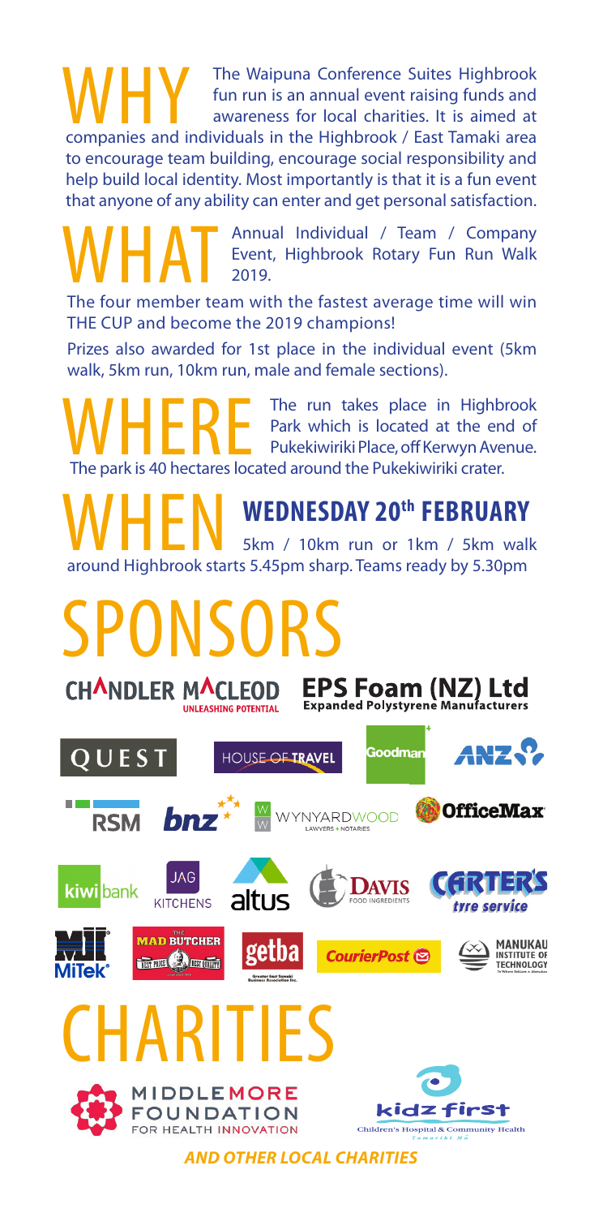# WHY

The Waipuna Conference Suites Highbrook fun run is an annual event raising funds and awareness for local charities. It is aimed at companies and individuals in the Highbrook / East Tamaki area to encourage team building, encourage social responsibility and help build local identity. Most importantly is that it is a fun event that anyone of any ability can enter and get personal satisfaction.

# WHAT

Annual Individual / Team / Company Event, Highbrook Rotary Fun Run Walk 2019.

The four member team with the fastest average time will win THE CUP and become the 2019 champions!

Prizes also awarded for 1st place in the individual event (5km walk, 5km run, 10km run, male and female sections).

# WHERE

The run takes place in Highbrook Park which is located at the end of Pukekiwiriki Place, off Kerwyn Avenue. The park is 40 hectares located around the Pukekiwiriki crater.

# WHEN

## WEDNESDAY 20th FEBRUARY

5km / 10km run or 1km / 5km walk around Highbrook starts 5.45pm sharp. Teams ready by 5.30pm

# SPONSORS

CHANDLER MACLEOD UNLEASHING POTENTIAL

EPS Foam (NZ) Ltd Expanded Polystyrene Manufacturers

QUEST

HOUSE OF TRAVEL

Goodman

ANZ

RSM

bnz

WYNYARDWOOD LAWYERS + NOTARIES

OfficeMax

kiwibank

JAG KITCHENS

altus

DAVIS FOOD INGREDIENTS

CARTER'S tyre service

MiTek

THE MAD BUTCHER BEST PRICE BEST QUALITY

getba Greater East Tamaki Business Association Inc.

CourierPost

MANUKAU INSTITUTE OF TECHNOLOGY

# CHARITIES

MIDDLEMORE FOUNDATION FOR HEALTH INNOVATION

kidz first Children's Hospital & Community Health

***AND OTHER LOCAL CHARITIES***